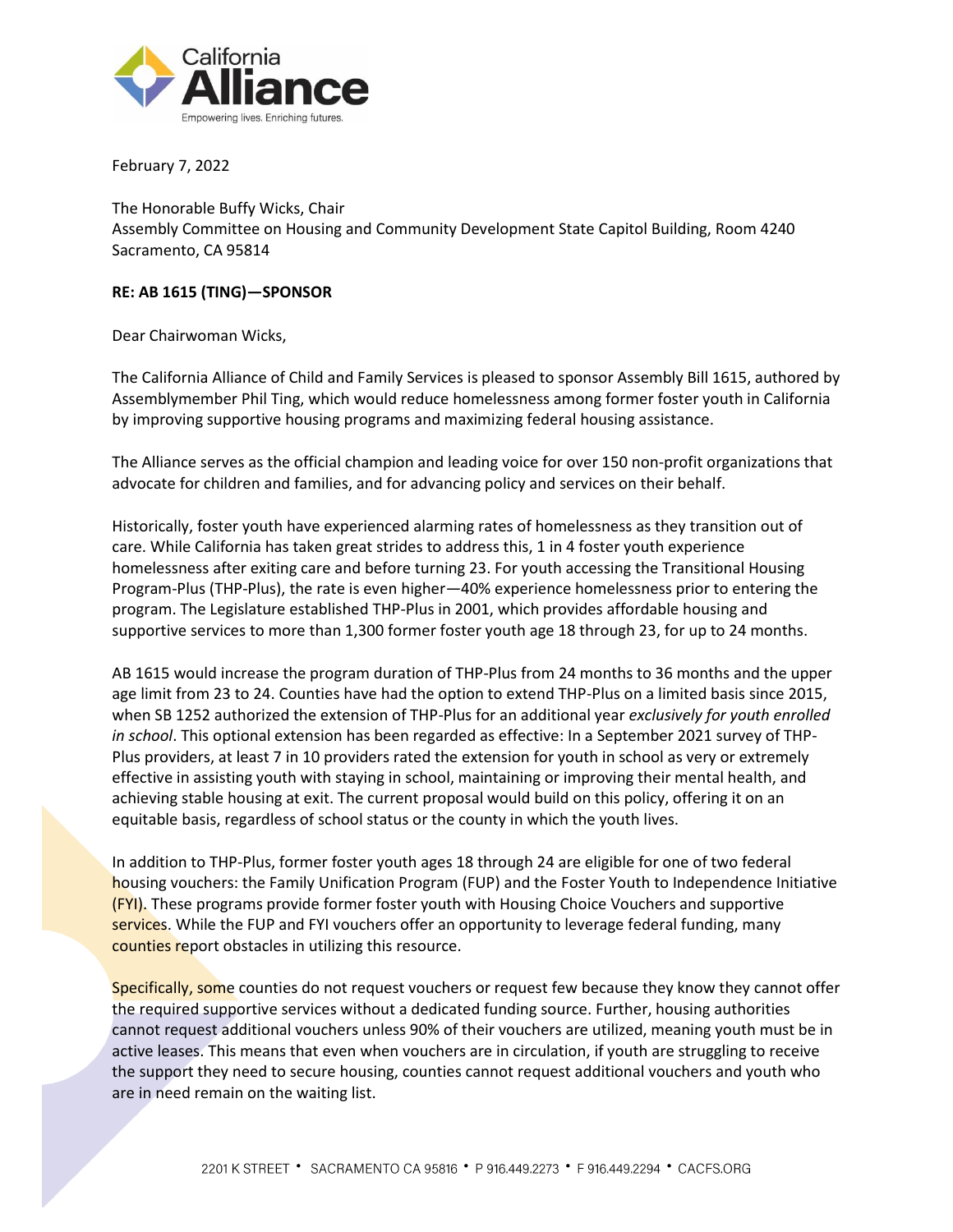February 7, 2022

The Honorable Buffy Wicks, Chair
Assembly Committee on Housing and Community Development State Capitol Building, Room 4240
Sacramento, CA 95814

**RE: AB 1615 (TING)—SPONSOR**

Dear Chairwoman Wicks,

The California Alliance of Child and Family Services is pleased to sponsor Assembly Bill 1615, authored by Assemblymember Phil Ting, which would reduce homelessness among former foster youth in California by improving supportive housing programs and maximizing federal housing assistance.

The Alliance serves as the official champion and leading voice for over 150 non-profit organizations that advocate for children and families, and for advancing policy and services on their behalf.

Historically, foster youth have experienced alarming rates of homelessness as they transition out of care. While California has taken great strides to address this, 1 in 4 foster youth experience homelessness after exiting care and before turning 23. For youth accessing the Transitional Housing Program-Plus (THP-Plus), the rate is even higher—40% experience homelessness prior to entering the program. The Legislature established THP-Plus in 2001, which provides affordable housing and supportive services to more than 1,300 former foster youth age 18 through 23, for up to 24 months.

AB 1615 would increase the program duration of THP-Plus from 24 months to 36 months and the upper age limit from 23 to 24. Counties have had the option to extend THP-Plus on a limited basis since 2015, when SB 1252 authorized the extension of THP-Plus for an additional year *exclusively for youth enrolled in school*. This optional extension has been regarded as effective: In a September 2021 survey of THP-Plus providers, at least 7 in 10 providers rated the extension for youth in school as very or extremely effective in assisting youth with staying in school, maintaining or improving their mental health, and achieving stable housing at exit. The current proposal would build on this policy, offering it on an equitable basis, regardless of school status or the county in which the youth lives.

In addition to THP-Plus, former foster youth ages 18 through 24 are eligible for one of two federal housing vouchers: the Family Unification Program (FUP) and the Foster Youth to Independence Initiative (FYI). These programs provide former foster youth with Housing Choice Vouchers and supportive services. While the FUP and FYI vouchers offer an opportunity to leverage federal funding, many counties report obstacles in utilizing this resource.

Specifically, some counties do not request vouchers or request few because they know they cannot offer the required supportive services without a dedicated funding source. Further, housing authorities cannot request additional vouchers unless 90% of their vouchers are utilized, meaning youth must be in active leases. This means that even when vouchers are in circulation, if youth are struggling to receive the support they need to secure housing, counties cannot request additional vouchers and youth who are in need remain on the waiting list.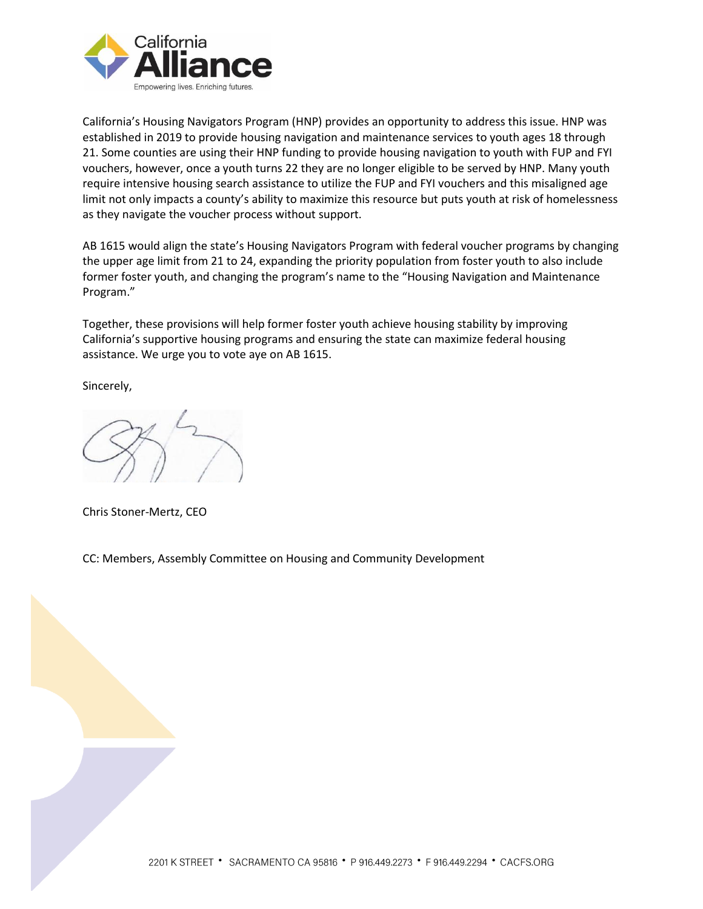California's Housing Navigators Program (HNP) provides an opportunity to address this issue. HNP was established in 2019 to provide housing navigation and maintenance services to youth ages 18 through 21. Some counties are using their HNP funding to provide housing navigation to youth with FUP and FYI vouchers, however, once a youth turns 22 they are no longer eligible to be served by HNP. Many youth require intensive housing search assistance to utilize the FUP and FYI vouchers and this misaligned age limit not only impacts a county's ability to maximize this resource but puts youth at risk of homelessness as they navigate the voucher process without support.

AB 1615 would align the state's Housing Navigators Program with federal voucher programs by changing the upper age limit from 21 to 24, expanding the priority population from foster youth to also include former foster youth, and changing the program's name to the "Housing Navigation and Maintenance Program."

Together, these provisions will help former foster youth achieve housing stability by improving California's supportive housing programs and ensuring the state can maximize federal housing assistance. We urge you to vote aye on AB 1615.

Sincerely,

Chris Stoner-Mertz, CEO

CC: Members, Assembly Committee on Housing and Community Development